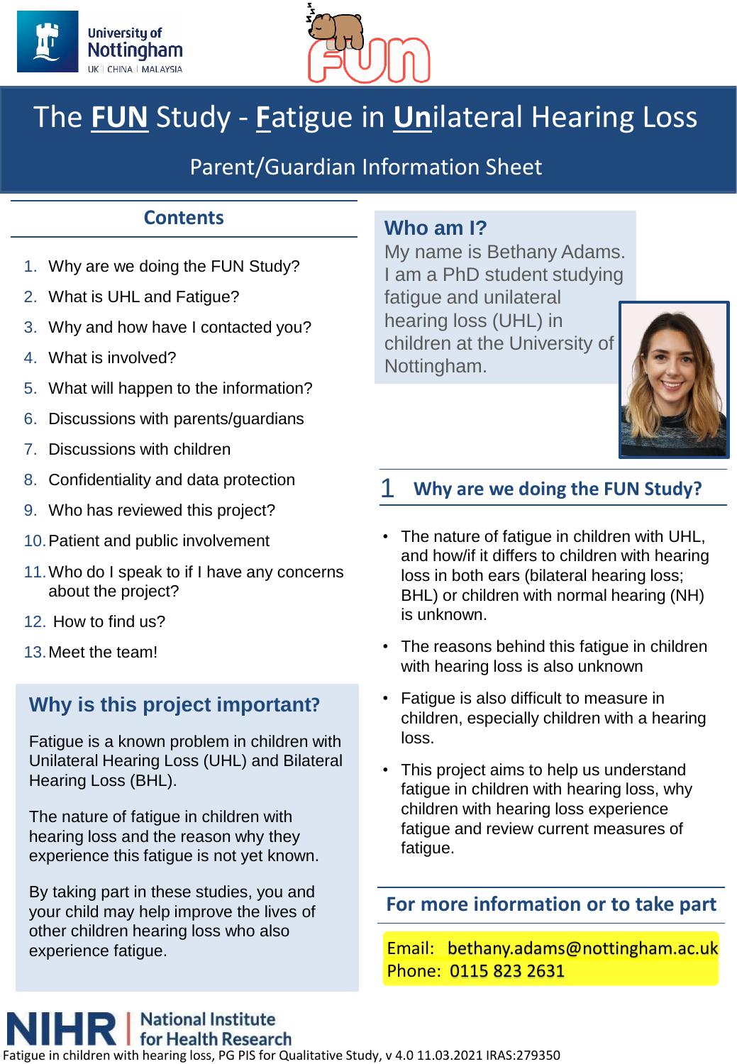# The FUN Study - Fatigue in Unilateral Hearing Loss

## Parent/Guardian Information Sheet

### Contents

1. Why are we doing the FUN Study?
2. What is UHL and Fatigue?
3. Why and how have I contacted you?
4. What is involved?
5. What will happen to the information?
6. Discussions with parents/guardians
7. Discussions with children
8. Confidentiality and data protection
9. Who has reviewed this project?
10. Patient and public involvement
11. Who do I speak to if I have any concerns about the project?
12. How to find us?
13. Meet the team!

### Why is this project important?

Fatigue is a known problem in children with Unilateral Hearing Loss (UHL) and Bilateral Hearing Loss (BHL).

The nature of fatigue in children with hearing loss and the reason why they experience this fatigue is not yet known.

By taking part in these studies, you and your child may help improve the lives of other children hearing loss who also experience fatigue.

### Who am I?

My name is Bethany Adams. I am a PhD student studying fatigue and unilateral hearing loss (UHL) in children at the University of Nottingham.

## 1 Why are we doing the FUN Study?

- The nature of fatigue in children with UHL, and how/if it differs to children with hearing loss in both ears (bilateral hearing loss; BHL) or children with normal hearing (NH) is unknown.
- The reasons behind this fatigue in children with hearing loss is also unknown
- Fatigue is also difficult to measure in children, especially children with a hearing loss.
- This project aims to help us understand fatigue in children with hearing loss, why children with hearing loss experience fatigue and review current measures of fatigue.

### For more information or to take part

Email: bethany.adams@nottingham.ac.uk
Phone: 0115 823 2631

NIHR | National Institute for Health Research

Fatigue in children with hearing loss, PG PIS for Qualitative Study, v 4.0 11.03.2021 IRAS:279350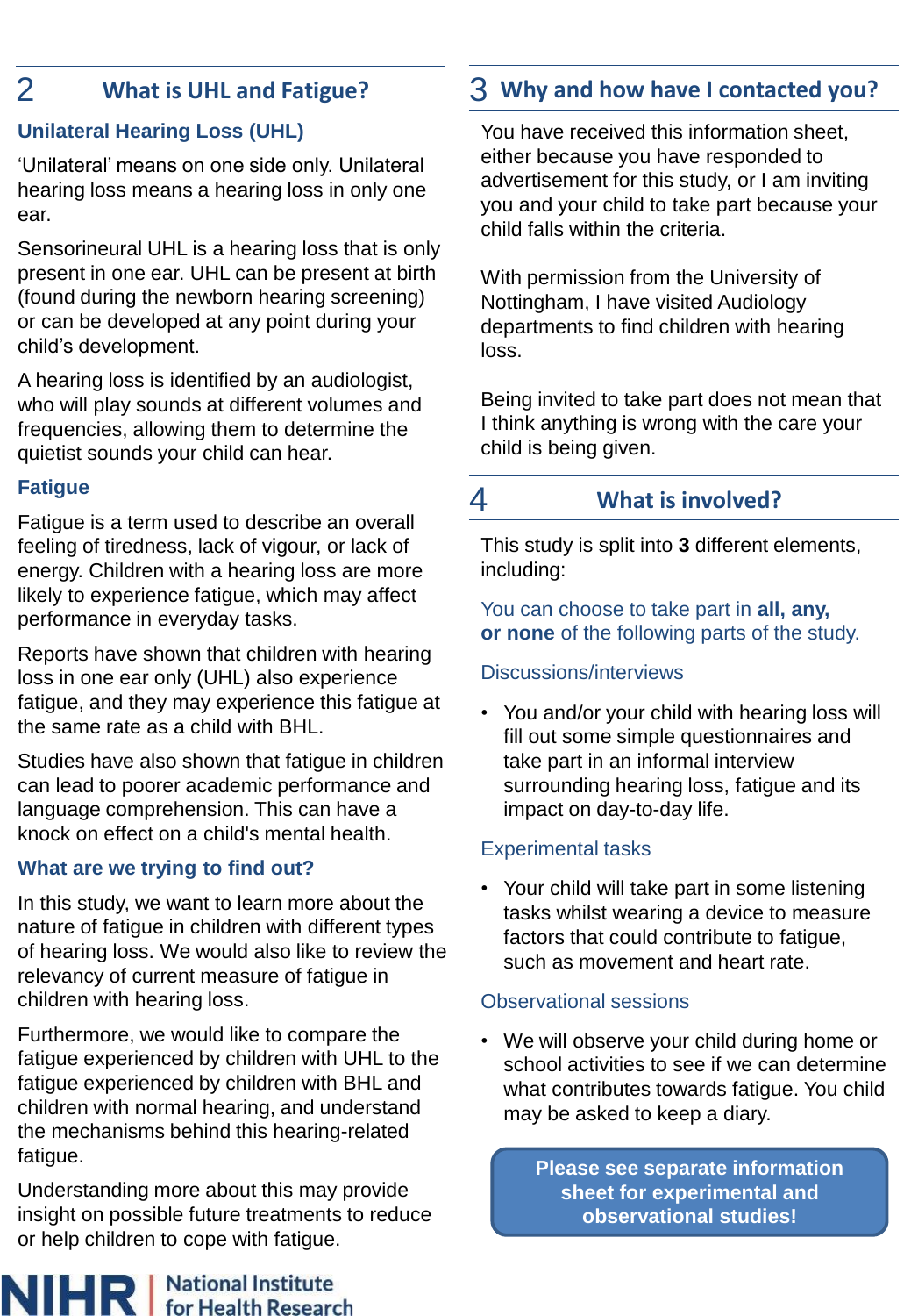## 2 What is UHL and Fatigue?

### Unilateral Hearing Loss (UHL)

'Unilateral' means on one side only. Unilateral hearing loss means a hearing loss in only one ear.

Sensorineural UHL is a hearing loss that is only present in one ear. UHL can be present at birth (found during the newborn hearing screening) or can be developed at any point during your child's development.

A hearing loss is identified by an audiologist, who will play sounds at different volumes and frequencies, allowing them to determine the quietist sounds your child can hear.

### Fatigue

Fatigue is a term used to describe an overall feeling of tiredness, lack of vigour, or lack of energy. Children with a hearing loss are more likely to experience fatigue, which may affect performance in everyday tasks.

Reports have shown that children with hearing loss in one ear only (UHL) also experience fatigue, and they may experience this fatigue at the same rate as a child with BHL.

Studies have also shown that fatigue in children can lead to poorer academic performance and language comprehension. This can have a knock on effect on a child's mental health.

### What are we trying to find out?

In this study, we want to learn more about the nature of fatigue in children with different types of hearing loss. We would also like to review the relevancy of current measure of fatigue in children with hearing loss.

Furthermore, we would like to compare the fatigue experienced by children with UHL to the fatigue experienced by children with BHL and children with normal hearing, and understand the mechanisms behind this hearing-related fatigue.

Understanding more about this may provide insight on possible future treatments to reduce or help children to cope with fatigue.

## 3 Why and how have I contacted you?

You have received this information sheet, either because you have responded to advertisement for this study, or I am inviting you and your child to take part because your child falls within the criteria.

With permission from the University of Nottingham, I have visited Audiology departments to find children with hearing loss.

Being invited to take part does not mean that I think anything is wrong with the care your child is being given.

## 4 What is involved?

This study is split into **3** different elements, including:

You can choose to take part in **all, any, or none** of the following parts of the study.

Discussions/interviews

- You and/or your child with hearing loss will fill out some simple questionnaires and take part in an informal interview surrounding hearing loss, fatigue and its impact on day-to-day life.

Experimental tasks

- Your child will take part in some listening tasks whilst wearing a device to measure factors that could contribute to fatigue, such as movement and heart rate.

Observational sessions

- We will observe your child during home or school activities to see if we can determine what contributes towards fatigue. You child may be asked to keep a diary.

**Please see separate information sheet for experimental and observational studies!**

NIHR | National Institute for Health Research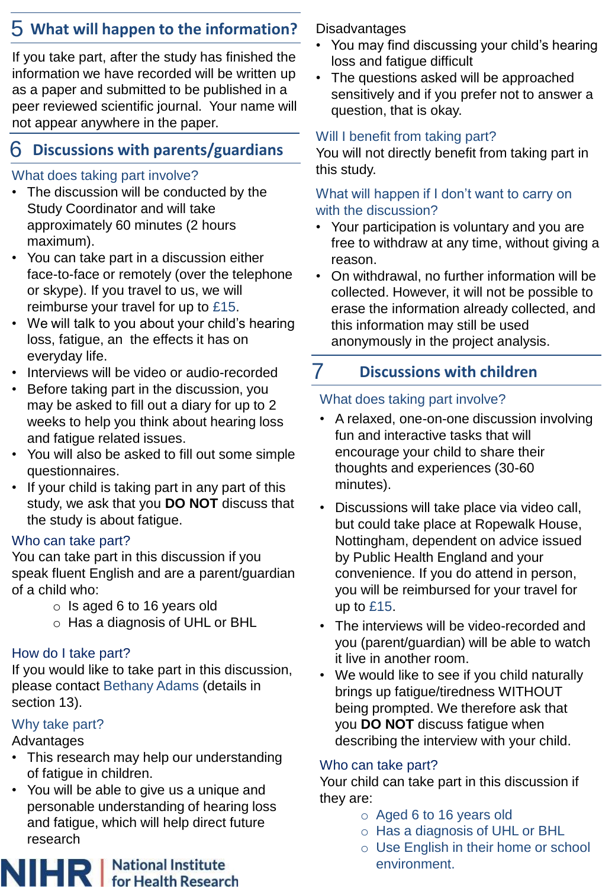## 5 What will happen to the information?

If you take part, after the study has finished the information we have recorded will be written up as a paper and submitted to be published in a peer reviewed scientific journal. Your name will not appear anywhere in the paper.

## 6 Discussions with parents/guardians

### What does taking part involve?

- The discussion will be conducted by the Study Coordinator and will take approximately 60 minutes (2 hours maximum).
- You can take part in a discussion either face-to-face or remotely (over the telephone or skype). If you travel to us, we will reimburse your travel for up to £15.
- We will talk to you about your child's hearing loss, fatigue, an the effects it has on everyday life.
- Interviews will be video or audio-recorded
- Before taking part in the discussion, you may be asked to fill out a diary for up to 2 weeks to help you think about hearing loss and fatigue related issues.
- You will also be asked to fill out some simple questionnaires.
- If your child is taking part in any part of this study, we ask that you **DO NOT** discuss that the study is about fatigue.

### Who can take part?

You can take part in this discussion if you speak fluent English and are a parent/guardian of a child who:

- Is aged 6 to 16 years old
- Has a diagnosis of UHL or BHL

### How do I take part?

If you would like to take part in this discussion, please contact Bethany Adams (details in section 13).

### Why take part?

Advantages

- This research may help our understanding of fatigue in children.
- You will be able to give us a unique and personable understanding of hearing loss and fatigue, which will help direct future research

Disadvantages

- You may find discussing your child's hearing loss and fatigue difficult
- The questions asked will be approached sensitively and if you prefer not to answer a question, that is okay.

### Will I benefit from taking part?

You will not directly benefit from taking part in this study.

### What will happen if I don't want to carry on with the discussion?

- Your participation is voluntary and you are free to withdraw at any time, without giving a reason.
- On withdrawal, no further information will be collected. However, it will not be possible to erase the information already collected, and this information may still be used anonymously in the project analysis.

## 7 Discussions with children

### What does taking part involve?

- A relaxed, one-on-one discussion involving fun and interactive tasks that will encourage your child to share their thoughts and experiences (30-60 minutes).
- Discussions will take place via video call, but could take place at Ropewalk House, Nottingham, dependent on advice issued by Public Health England and your convenience. If you do attend in person, you will be reimbursed for your travel for up to £15.
- The interviews will be video-recorded and you (parent/guardian) will be able to watch it live in another room.
- We would like to see if you child naturally brings up fatigue/tiredness WITHOUT being prompted. We therefore ask that you **DO NOT** discuss fatigue when describing the interview with your child.

### Who can take part?

Your child can take part in this discussion if they are:

- Aged 6 to 16 years old
- Has a diagnosis of UHL or BHL
- Use English in their home or school environment.

NIHR | National Institute for Health Research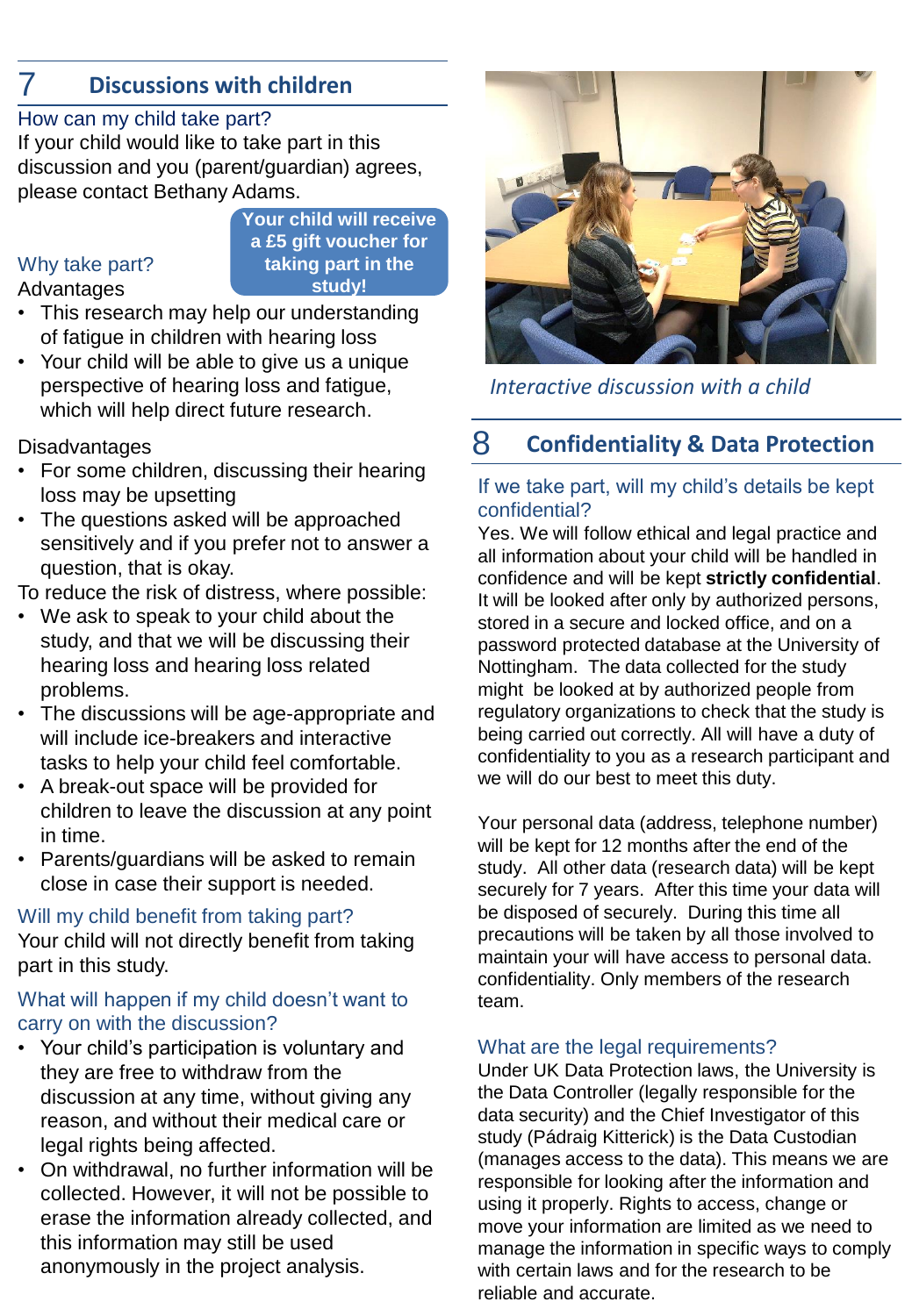## 7 Discussions with children

### How can my child take part?

If your child would like to take part in this discussion and you (parent/guardian) agrees, please contact Bethany Adams.

**Your child will receive a £5 gift voucher for taking part in the study!**

### Why take part?

Advantages

- This research may help our understanding of fatigue in children with hearing loss
- Your child will be able to give us a unique perspective of hearing loss and fatigue, which will help direct future research.

Disadvantages

- For some children, discussing their hearing loss may be upsetting
- The questions asked will be approached sensitively and if you prefer not to answer a question, that is okay.

To reduce the risk of distress, where possible:

- We ask to speak to your child about the study, and that we will be discussing their hearing loss and hearing loss related problems.
- The discussions will be age-appropriate and will include ice-breakers and interactive tasks to help your child feel comfortable.
- A break-out space will be provided for children to leave the discussion at any point in time.
- Parents/guardians will be asked to remain close in case their support is needed.

### Will my child benefit from taking part?

Your child will not directly benefit from taking part in this study.

### What will happen if my child doesn't want to carry on with the discussion?

- Your child's participation is voluntary and they are free to withdraw from the discussion at any time, without giving any reason, and without their medical care or legal rights being affected.
- On withdrawal, no further information will be collected. However, it will not be possible to erase the information already collected, and this information may still be used anonymously in the project analysis.

*Interactive discussion with a child*

## 8 Confidentiality & Data Protection

### If we take part, will my child's details be kept confidential?

Yes. We will follow ethical and legal practice and all information about your child will be handled in confidence and will be kept **strictly confidential**. It will be looked after only by authorized persons, stored in a secure and locked office, and on a password protected database at the University of Nottingham. The data collected for the study might be looked at by authorized people from regulatory organizations to check that the study is being carried out correctly. All will have a duty of confidentiality to you as a research participant and we will do our best to meet this duty.

Your personal data (address, telephone number) will be kept for 12 months after the end of the study. All other data (research data) will be kept securely for 7 years. After this time your data will be disposed of securely. During this time all precautions will be taken by all those involved to maintain your will have access to personal data. confidentiality. Only members of the research team.

### What are the legal requirements?

Under UK Data Protection laws, the University is the Data Controller (legally responsible for the data security) and the Chief Investigator of this study (Pádraig Kitterick) is the Data Custodian (manages access to the data). This means we are responsible for looking after the information and using it properly. Rights to access, change or move your information are limited as we need to manage the information in specific ways to comply with certain laws and for the research to be reliable and accurate.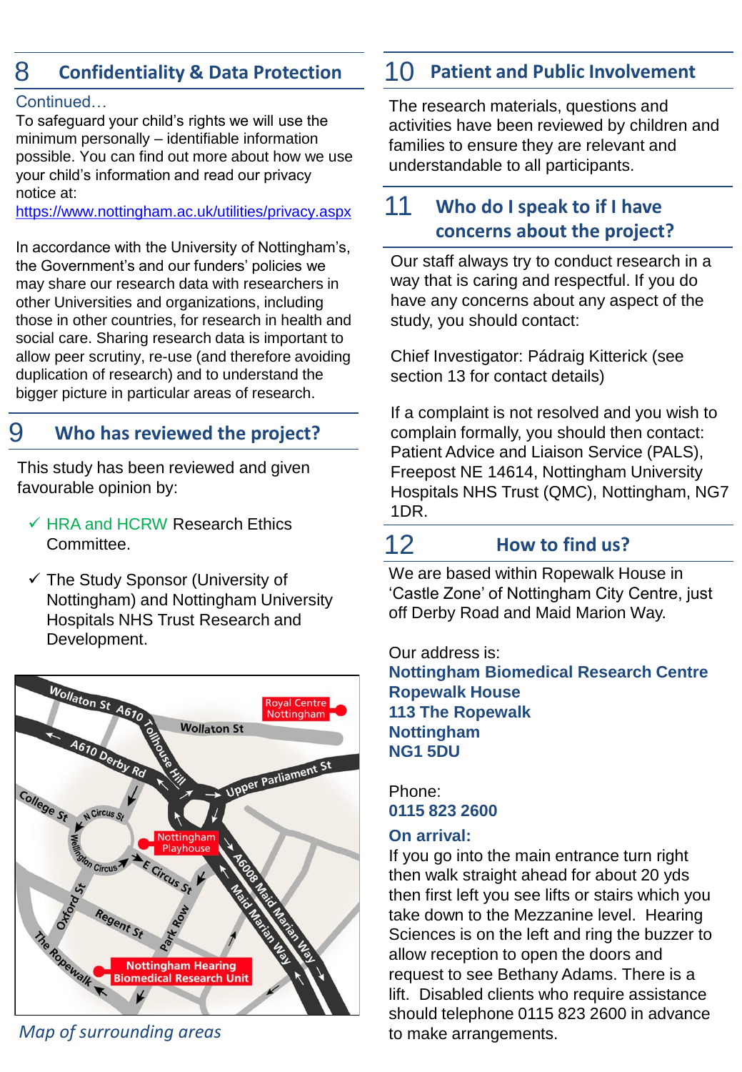## 8 Confidentiality & Data Protection

Continued…

To safeguard your child's rights we will use the minimum personally – identifiable information possible. You can find out more about how we use your child's information and read our privacy notice at:
https://www.nottingham.ac.uk/utilities/privacy.aspx

In accordance with the University of Nottingham's, the Government's and our funders' policies we may share our research data with researchers in other Universities and organizations, including those in other countries, for research in health and social care. Sharing research data is important to allow peer scrutiny, re-use (and therefore avoiding duplication of research) and to understand the bigger picture in particular areas of research.

## 9 Who has reviewed the project?

This study has been reviewed and given favourable opinion by:

- ✓ HRA and HCRW Research Ethics Committee.
- ✓ The Study Sponsor (University of Nottingham) and Nottingham University Hospitals NHS Trust Research and Development.

*Map of surrounding areas*

## 10 Patient and Public Involvement

The research materials, questions and activities have been reviewed by children and families to ensure they are relevant and understandable to all participants.

## 11 Who do I speak to if I have concerns about the project?

Our staff always try to conduct research in a way that is caring and respectful. If you do have any concerns about any aspect of the study, you should contact:

Chief Investigator: Pádraig Kitterick (see section 13 for contact details)

If a complaint is not resolved and you wish to complain formally, you should then contact: Patient Advice and Liaison Service (PALS), Freepost NE 14614, Nottingham University Hospitals NHS Trust (QMC), Nottingham, NG7 1DR.

## 12 How to find us?

We are based within Ropewalk House in 'Castle Zone' of Nottingham City Centre, just off Derby Road and Maid Marion Way.

Our address is:
**Nottingham Biomedical Research Centre**
**Ropewalk House**
**113 The Ropewalk**
**Nottingham**
**NG1 5DU**

Phone:
**0115 823 2600**

**On arrival:**
If you go into the main entrance turn right then walk straight ahead for about 20 yds then first left you see lifts or stairs which you take down to the Mezzanine level. Hearing Sciences is on the left and ring the buzzer to allow reception to open the doors and request to see Bethany Adams. There is a lift. Disabled clients who require assistance should telephone 0115 823 2600 in advance to make arrangements.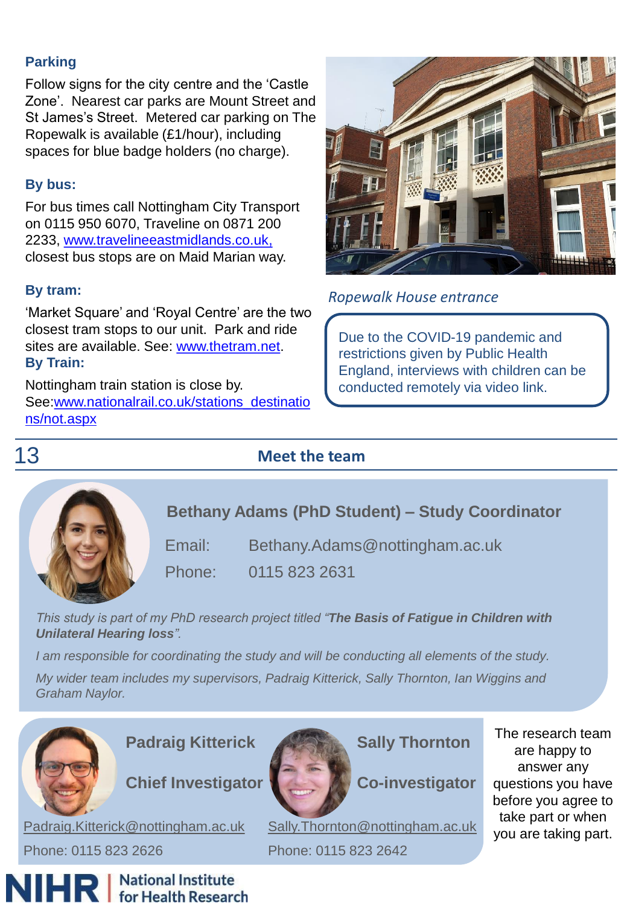### Parking

Follow signs for the city centre and the 'Castle Zone'. Nearest car parks are Mount Street and St James's Street. Metered car parking on The Ropewalk is available (£1/hour), including spaces for blue badge holders (no charge).

### By bus:

For bus times call Nottingham City Transport on 0115 950 6070, Traveline on 0871 200 2233, www.travelineeastmidlands.co.uk, closest bus stops are on Maid Marian way.

### By tram:

'Market Square' and 'Royal Centre' are the two closest tram stops to our unit. Park and ride sites are available. See: www.thetram.net.

### By Train:

Nottingham train station is close by. See:www.nationalrail.co.uk/stations_destinations/not.aspx

*Ropewalk House entrance*

Due to the COVID-19 pandemic and restrictions given by Public Health England, interviews with children can be conducted remotely via video link.

## 13 Meet the team

### Bethany Adams (PhD Student) – Study Coordinator

Email: Bethany.Adams@nottingham.ac.uk

Phone: 0115 823 2631

*This study is part of my PhD research project titled "**The Basis of Fatigue in Children with Unilateral Hearing loss**".*

*I am responsible for coordinating the study and will be conducting all elements of the study.*

*My wider team includes my supervisors, Padraig Kitterick, Sally Thornton, Ian Wiggins and Graham Naylor.*

### Padraig Kitterick

**Chief Investigator**

Padraig.Kitterick@nottingham.ac.uk

Phone: 0115 823 2626

### Sally Thornton

**Co-investigator**

Sally.Thornton@nottingham.ac.uk

Phone: 0115 823 2642

The research team are happy to answer any questions you have before you agree to take part or when you are taking part.

NIHR | National Institute for Health Research